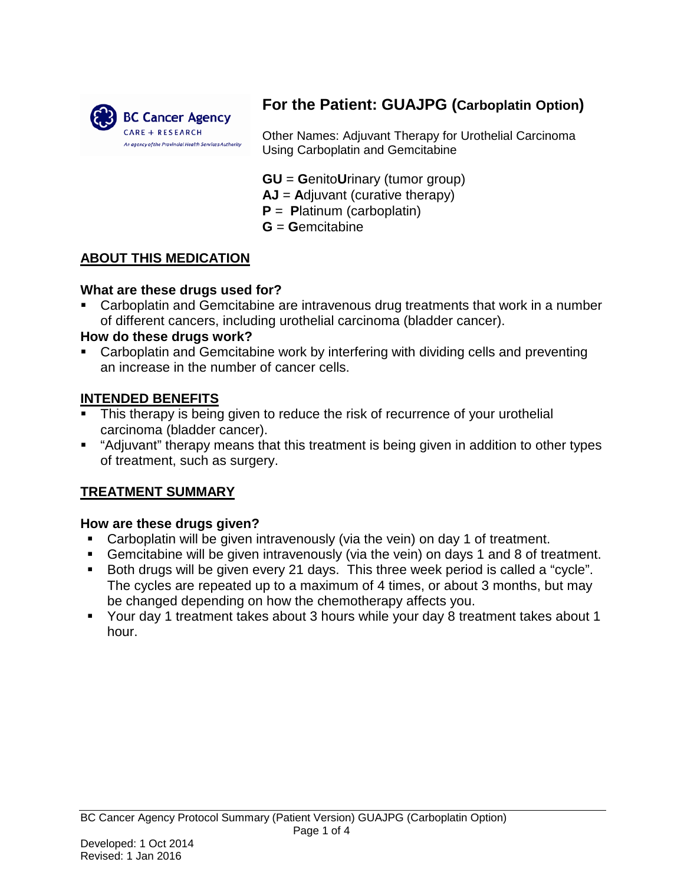# For the Patient: GUAJPG (Carboplatin Option)

Other Names: Adjuvant Therapy for Urothelial Carcinoma Using Carboplatin and Gemcitabine

**GU** = **G**enito**U**rinary (tumor group)
**AJ** = **A**djuvant (curative therapy)
**P** = **P**latinum (carboplatin)
**G** = **G**emcitabine

## ABOUT THIS MEDICATION

### What are these drugs used for?

- Carboplatin and Gemcitabine are intravenous drug treatments that work in a number of different cancers, including urothelial carcinoma (bladder cancer).

### How do these drugs work?

- Carboplatin and Gemcitabine work by interfering with dividing cells and preventing an increase in the number of cancer cells.

## INTENDED BENEFITS

- This therapy is being given to reduce the risk of recurrence of your urothelial carcinoma (bladder cancer).
- "Adjuvant" therapy means that this treatment is being given in addition to other types of treatment, such as surgery.

## TREATMENT SUMMARY

### How are these drugs given?

- Carboplatin will be given intravenously (via the vein) on day 1 of treatment.
- Gemcitabine will be given intravenously (via the vein) on days 1 and 8 of treatment.
- Both drugs will be given every 21 days. This three week period is called a "cycle". The cycles are repeated up to a maximum of 4 times, or about 3 months, but may be changed depending on how the chemotherapy affects you.
- Your day 1 treatment takes about 3 hours while your day 8 treatment takes about 1 hour.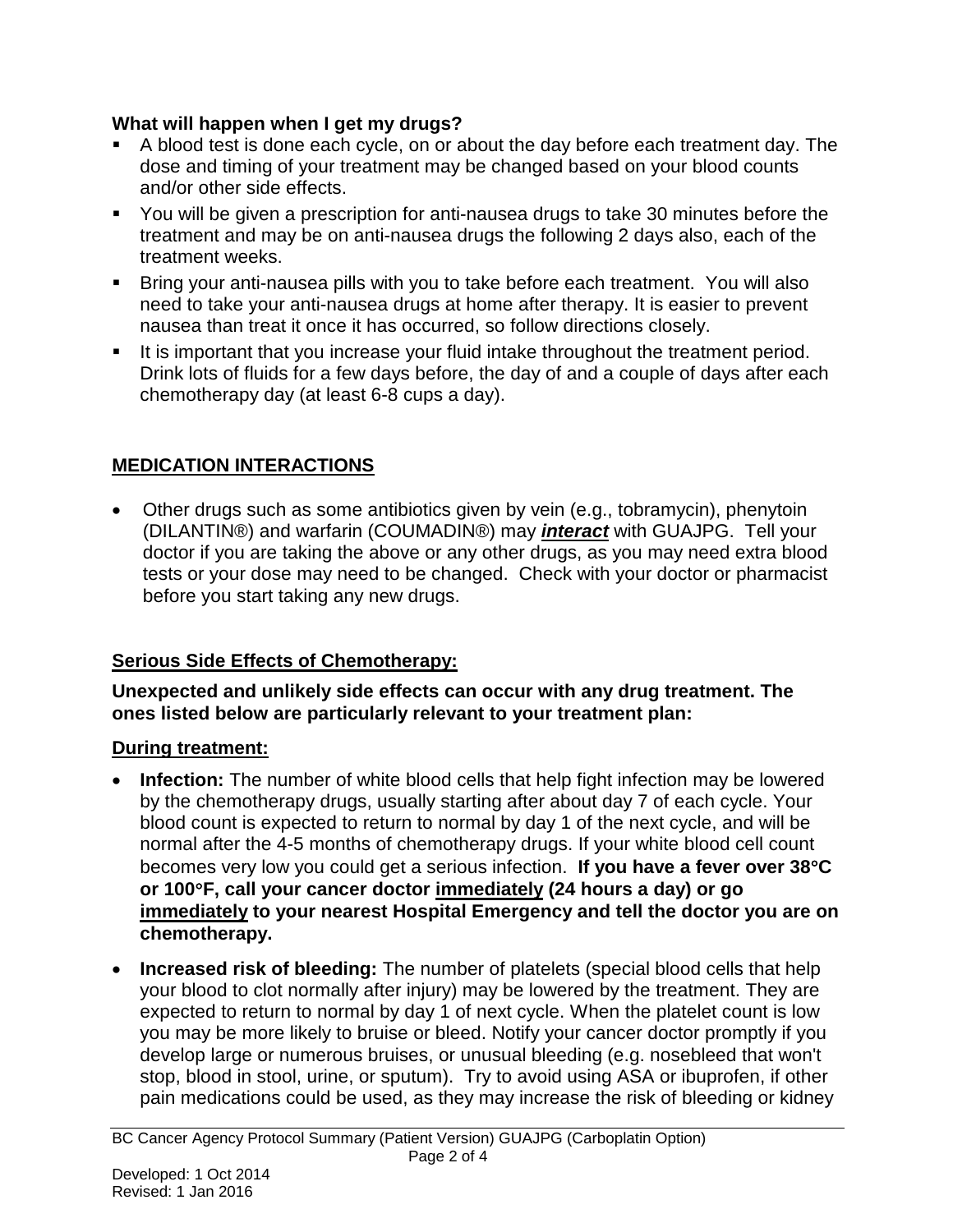**What will happen when I get my drugs?**

- A blood test is done each cycle, on or about the day before each treatment day. The dose and timing of your treatment may be changed based on your blood counts and/or other side effects.
- You will be given a prescription for anti-nausea drugs to take 30 minutes before the treatment and may be on anti-nausea drugs the following 2 days also, each of the treatment weeks.
- Bring your anti-nausea pills with you to take before each treatment. You will also need to take your anti-nausea drugs at home after therapy. It is easier to prevent nausea than treat it once it has occurred, so follow directions closely.
- It is important that you increase your fluid intake throughout the treatment period. Drink lots of fluids for a few days before, the day of and a couple of days after each chemotherapy day (at least 6-8 cups a day).

## MEDICATION INTERACTIONS

- Other drugs such as some antibiotics given by vein (e.g., tobramycin), phenytoin (DILANTIN®) and warfarin (COUMADIN®) may ***interact*** with GUAJPG. Tell your doctor if you are taking the above or any other drugs, as you may need extra blood tests or your dose may need to be changed. Check with your doctor or pharmacist before you start taking any new drugs.

## Serious Side Effects of Chemotherapy:

**Unexpected and unlikely side effects can occur with any drug treatment. The ones listed below are particularly relevant to your treatment plan:**

### During treatment:

- **Infection:** The number of white blood cells that help fight infection may be lowered by the chemotherapy drugs, usually starting after about day 7 of each cycle. Your blood count is expected to return to normal by day 1 of the next cycle, and will be normal after the 4-5 months of chemotherapy drugs. If your white blood cell count becomes very low you could get a serious infection. **If you have a fever over 38°C or 100°F, call your cancer doctor immediately (24 hours a day) or go immediately to your nearest Hospital Emergency and tell the doctor you are on chemotherapy.**
- **Increased risk of bleeding:** The number of platelets (special blood cells that help your blood to clot normally after injury) may be lowered by the treatment. They are expected to return to normal by day 1 of next cycle. When the platelet count is low you may be more likely to bruise or bleed. Notify your cancer doctor promptly if you develop large or numerous bruises, or unusual bleeding (e.g. nosebleed that won't stop, blood in stool, urine, or sputum). Try to avoid using ASA or ibuprofen, if other pain medications could be used, as they may increase the risk of bleeding or kidney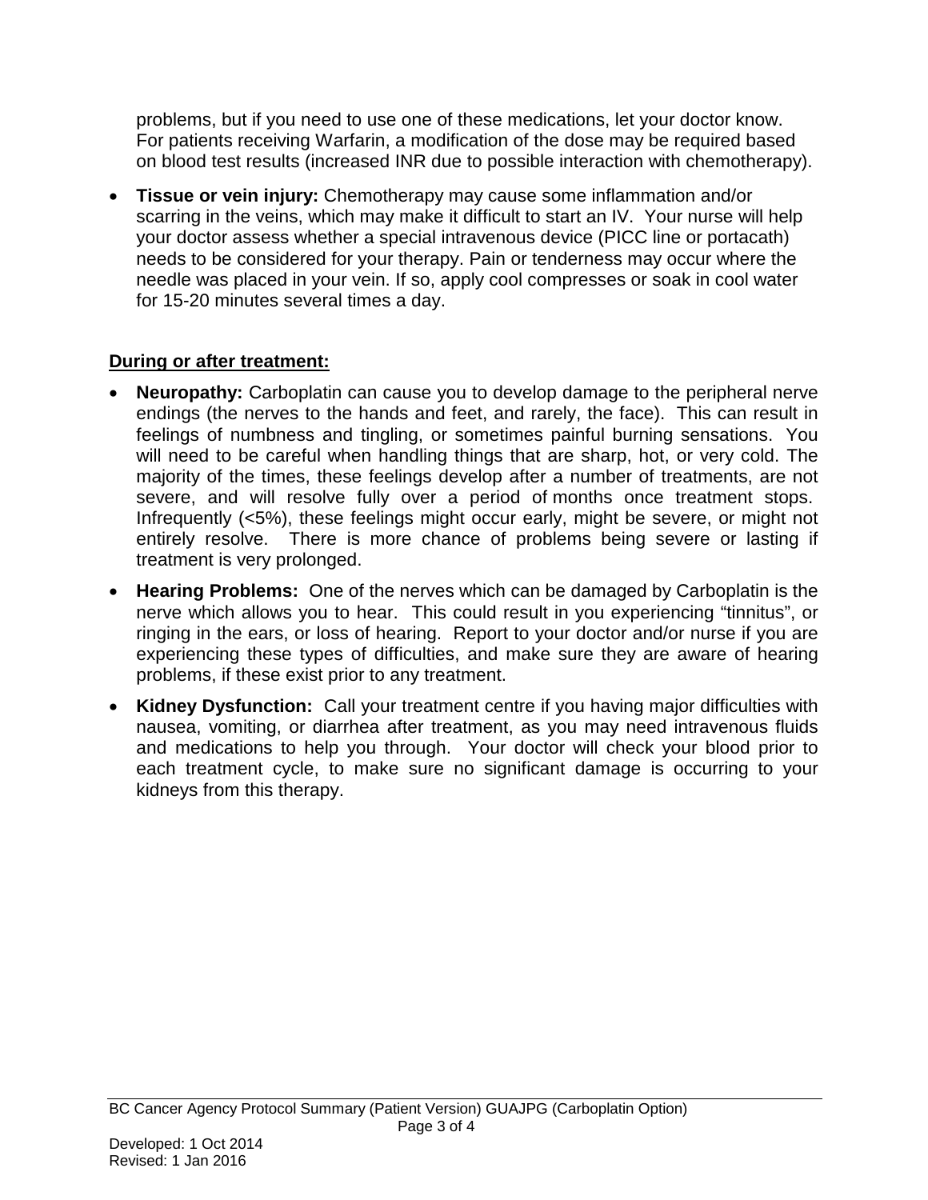problems, but if you need to use one of these medications, let your doctor know. For patients receiving Warfarin, a modification of the dose may be required based on blood test results (increased INR due to possible interaction with chemotherapy).

- **Tissue or vein injury:** Chemotherapy may cause some inflammation and/or scarring in the veins, which may make it difficult to start an IV. Your nurse will help your doctor assess whether a special intravenous device (PICC line or portacath) needs to be considered for your therapy. Pain or tenderness may occur where the needle was placed in your vein. If so, apply cool compresses or soak in cool water for 15-20 minutes several times a day.

**During or after treatment:**

- **Neuropathy:** Carboplatin can cause you to develop damage to the peripheral nerve endings (the nerves to the hands and feet, and rarely, the face). This can result in feelings of numbness and tingling, or sometimes painful burning sensations. You will need to be careful when handling things that are sharp, hot, or very cold. The majority of the times, these feelings develop after a number of treatments, are not severe, and will resolve fully over a period of months once treatment stops. Infrequently (<5%), these feelings might occur early, might be severe, or might not entirely resolve. There is more chance of problems being severe or lasting if treatment is very prolonged.
- **Hearing Problems:** One of the nerves which can be damaged by Carboplatin is the nerve which allows you to hear. This could result in you experiencing "tinnitus", or ringing in the ears, or loss of hearing. Report to your doctor and/or nurse if you are experiencing these types of difficulties, and make sure they are aware of hearing problems, if these exist prior to any treatment.
- **Kidney Dysfunction:** Call your treatment centre if you having major difficulties with nausea, vomiting, or diarrhea after treatment, as you may need intravenous fluids and medications to help you through. Your doctor will check your blood prior to each treatment cycle, to make sure no significant damage is occurring to your kidneys from this therapy.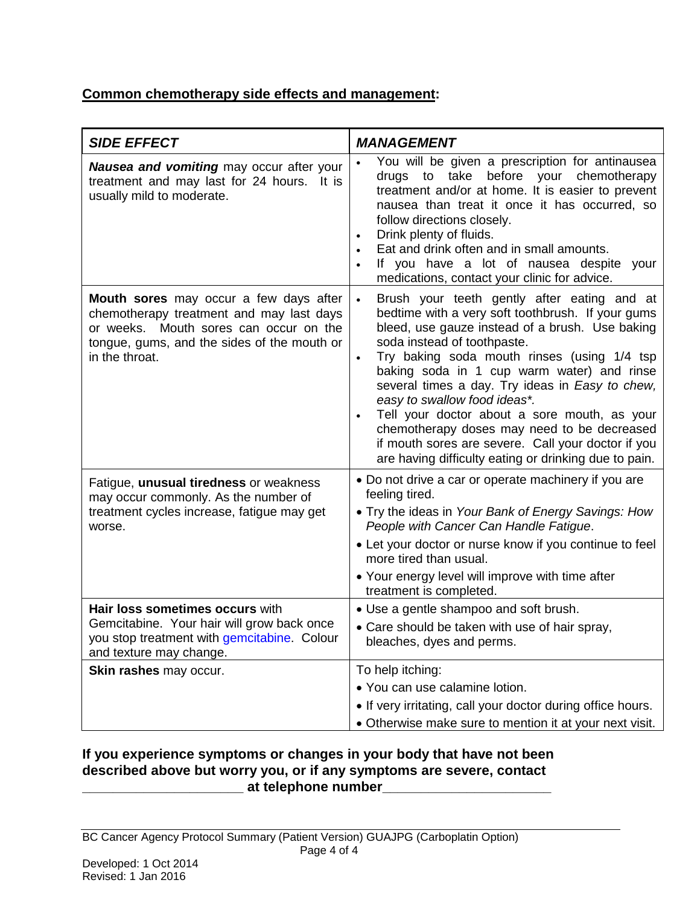**Common chemotherapy side effects and management:**

| ***SIDE EFFECT*** | ***MANAGEMENT*** |
|---|---|
| ***Nausea and vomiting*** may occur after your treatment and may last for 24 hours. It is usually mild to moderate. | • You will be given a prescription for antinausea drugs to take before your chemotherapy treatment and/or at home. It is easier to prevent nausea than treat it once it has occurred, so follow directions closely.<br>• Drink plenty of fluids.<br>• Eat and drink often and in small amounts.<br>• If you have a lot of nausea despite your medications, contact your clinic for advice. |
| **Mouth sores** may occur a few days after chemotherapy treatment and may last days or weeks. Mouth sores can occur on the tongue, gums, and the sides of the mouth or in the throat. | • Brush your teeth gently after eating and at bedtime with a very soft toothbrush. If your gums bleed, use gauze instead of a brush. Use baking soda instead of toothpaste.<br>• Try baking soda mouth rinses (using 1/4 tsp baking soda in 1 cup warm water) and rinse several times a day. Try ideas in *Easy to chew, easy to swallow food ideas*\*.*<br>• Tell your doctor about a sore mouth, as your chemotherapy doses may need to be decreased if mouth sores are severe. Call your doctor if you are having difficulty eating or drinking due to pain. |
| Fatigue, **unusual tiredness** or weakness may occur commonly. As the number of treatment cycles increase, fatigue may get worse. | • Do not drive a car or operate machinery if you are feeling tired.<br>• Try the ideas in *Your Bank of Energy Savings: How People with Cancer Can Handle Fatigue*.<br>• Let your doctor or nurse know if you continue to feel more tired than usual.<br>• Your energy level will improve with time after treatment is completed. |
| **Hair loss sometimes occurs** with Gemcitabine. Your hair will grow back once you stop treatment with gemcitabine. Colour and texture may change. | • Use a gentle shampoo and soft brush.<br>• Care should be taken with use of hair spray, bleaches, dyes and perms. |
| **Skin rashes** may occur. | To help itching:<br>• You can use calamine lotion.<br>• If very irritating, call your doctor during office hours.<br>• Otherwise make sure to mention it at your next visit. |

**If you experience symptoms or changes in your body that have not been described above but worry you, or if any symptoms are severe, contact ______________________ at telephone number______________________**

BC Cancer Agency Protocol Summary (Patient Version) GUAJPG (Carboplatin Option)

Developed: 1 Oct 2014
Revised: 1 Jan 2016